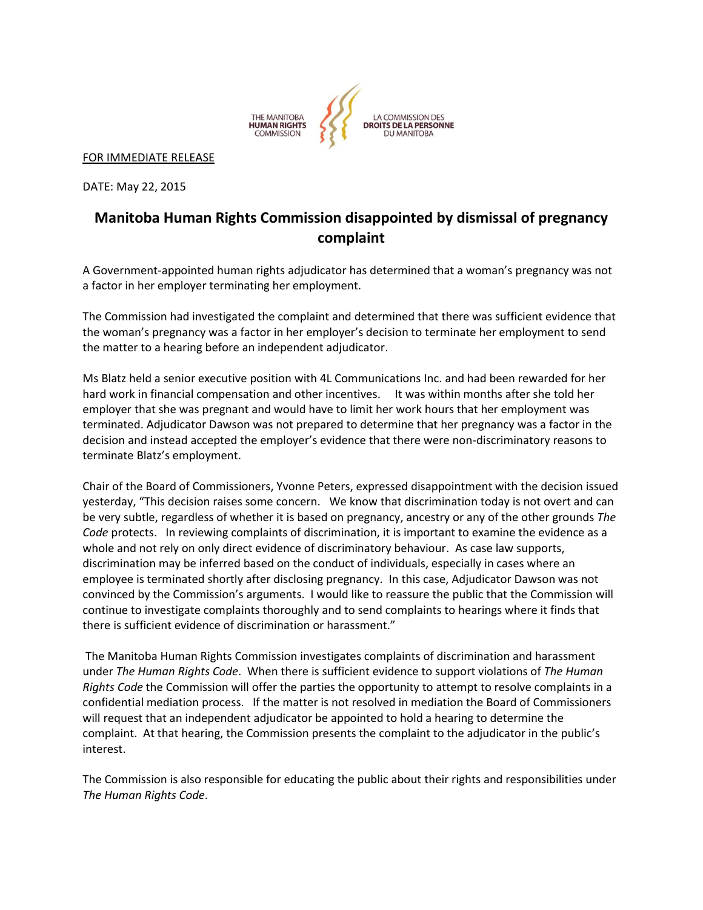THE MANITOBA **HUMAN RIGHTS** COMMISSION — LA COMMISSION DES **DROITS DE LA PERSONNE** DU MANITOBA

FOR IMMEDIATE RELEASE

DATE: May 22, 2015

# Manitoba Human Rights Commission disappointed by dismissal of pregnancy complaint

A Government-appointed human rights adjudicator has determined that a woman's pregnancy was not a factor in her employer terminating her employment.

The Commission had investigated the complaint and determined that there was sufficient evidence that the woman's pregnancy was a factor in her employer's decision to terminate her employment to send the matter to a hearing before an independent adjudicator.

Ms Blatz held a senior executive position with 4L Communications Inc. and had been rewarded for her hard work in financial compensation and other incentives. It was within months after she told her employer that she was pregnant and would have to limit her work hours that her employment was terminated. Adjudicator Dawson was not prepared to determine that her pregnancy was a factor in the decision and instead accepted the employer's evidence that there were non-discriminatory reasons to terminate Blatz's employment.

Chair of the Board of Commissioners, Yvonne Peters, expressed disappointment with the decision issued yesterday, "This decision raises some concern. We know that discrimination today is not overt and can be very subtle, regardless of whether it is based on pregnancy, ancestry or any of the other grounds *The Code* protects. In reviewing complaints of discrimination, it is important to examine the evidence as a whole and not rely on only direct evidence of discriminatory behaviour. As case law supports, discrimination may be inferred based on the conduct of individuals, especially in cases where an employee is terminated shortly after disclosing pregnancy. In this case, Adjudicator Dawson was not convinced by the Commission's arguments. I would like to reassure the public that the Commission will continue to investigate complaints thoroughly and to send complaints to hearings where it finds that there is sufficient evidence of discrimination or harassment."

The Manitoba Human Rights Commission investigates complaints of discrimination and harassment under *The Human Rights Code*. When there is sufficient evidence to support violations of *The Human Rights Code* the Commission will offer the parties the opportunity to attempt to resolve complaints in a confidential mediation process. If the matter is not resolved in mediation the Board of Commissioners will request that an independent adjudicator be appointed to hold a hearing to determine the complaint. At that hearing, the Commission presents the complaint to the adjudicator in the public's interest.

The Commission is also responsible for educating the public about their rights and responsibilities under *The Human Rights Code*.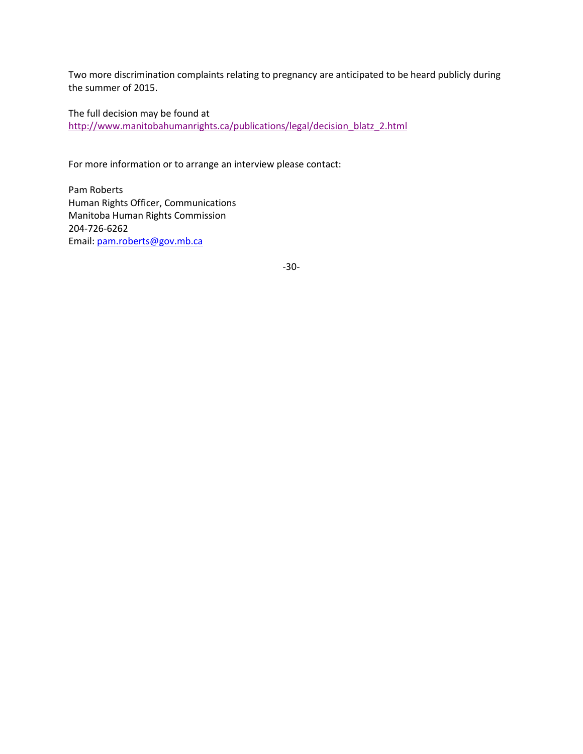Two more discrimination complaints relating to pregnancy are anticipated to be heard publicly during the summer of 2015.

The full decision may be found at
http://www.manitobahumanrights.ca/publications/legal/decision_blatz_2.html

For more information or to arrange an interview please contact:

Pam Roberts
Human Rights Officer, Communications
Manitoba Human Rights Commission
204-726-6262
Email: pam.roberts@gov.mb.ca

-30-